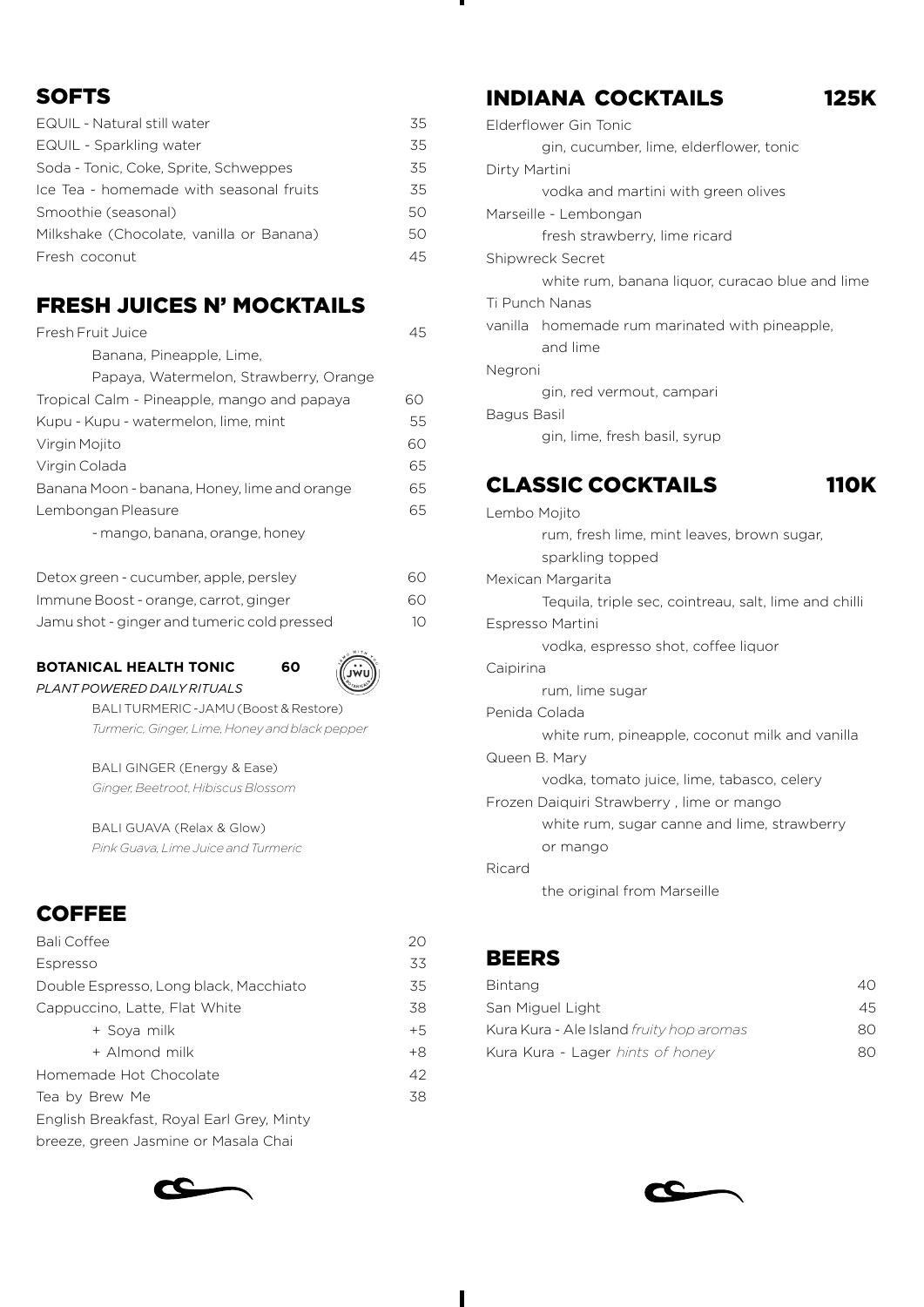## SOFTS

| | |
|---|---|
| EQUIL - Natural still water | 35 |
| EQUIL - Sparkling water | 35 |
| Soda - Tonic, Coke, Sprite, Schweppes | 35 |
| Ice Tea - homemade with seasonal fruits | 35 |
| Smoothie (seasonal) | 50 |
| Milkshake (Chocolate, vanilla or Banana) | 50 |
| Fresh coconut | 45 |

## FRESH JUICES N' MOCKTAILS

| | |
|---|---|
| Fresh Fruit Juice<br>Banana, Pineapple, Lime,<br>Papaya, Watermelon, Strawberry, Orange | 45 |
| Tropical Calm - Pineapple, mango and papaya | 60 |
| Kupu - Kupu - watermelon, lime, mint | 55 |
| Virgin Mojito | 60 |
| Virgin Colada | 65 |
| Banana Moon - banana, Honey, lime and orange | 65 |
| Lembongan Pleasure<br>- mango, banana, orange, honey | 65 |
| Detox green - cucumber, apple, persley | 60 |
| Immune Boost - orange, carrot, ginger | 60 |
| Jamu shot - ginger and tumeric cold pressed | 10 |

**BOTANICAL HEALTH TONIC** **60**

*PLANT POWERED DAILY RITUALS*

BALI TURMERIC -JAMU (Boost & Restore)
*Turmeric, Ginger, Lime, Honey and black pepper*

BALI GINGER (Energy & Ease)
*Ginger, Beetroot, Hibiscus Blossom*

BALI GUAVA (Relax & Glow)
*Pink Guava, Lime Juice and Turmeric*

## COFFEE

| | |
|---|---|
| Bali Coffee | 20 |
| Espresso | 33 |
| Double Espresso, Long black, Macchiato | 35 |
| Cappuccino, Latte, Flat White | 38 |
| + Soya milk | +5 |
| + Almond milk | +8 |
| Homemade Hot Chocolate | 42 |
| Tea by Brew Me<br>English Breakfast, Royal Earl Grey, Minty breeze, green Jasmine or Masala Chai | 38 |

## INDIANA COCKTAILS 125K

Elderflower Gin Tonic
gin, cucumber, lime, elderflower, tonic

Dirty Martini
vodka and martini with green olives

Marseille - Lembongan
fresh strawberry, lime ricard

Shipwreck Secret
white rum, banana liquor, curacao blue and lime

Ti Punch Nanas
vanilla homemade rum marinated with pineapple, and lime

Negroni
gin, red vermout, campari

Bagus Basil
gin, lime, fresh basil, syrup

## CLASSIC COCKTAILS 110K

Lembo Mojito
rum, fresh lime, mint leaves, brown sugar, sparkling topped

Mexican Margarita
Tequila, triple sec, cointreau, salt, lime and chilli

Espresso Martini
vodka, espresso shot, coffee liquor

Caipirina
rum, lime sugar

Penida Colada
white rum, pineapple, coconut milk and vanilla

Queen B. Mary
vodka, tomato juice, lime, tabasco, celery

Frozen Daiquiri Strawberry , lime or mango
white rum, sugar canne and lime, strawberry or mango

Ricard
the original from Marseille

## BEERS

| | |
|---|---|
| Bintang | 40 |
| San Miguel Light | 45 |
| Kura Kura - Ale Island *fruity hop aromas* | 80 |
| Kura Kura - Lager *hints of honey* | 80 |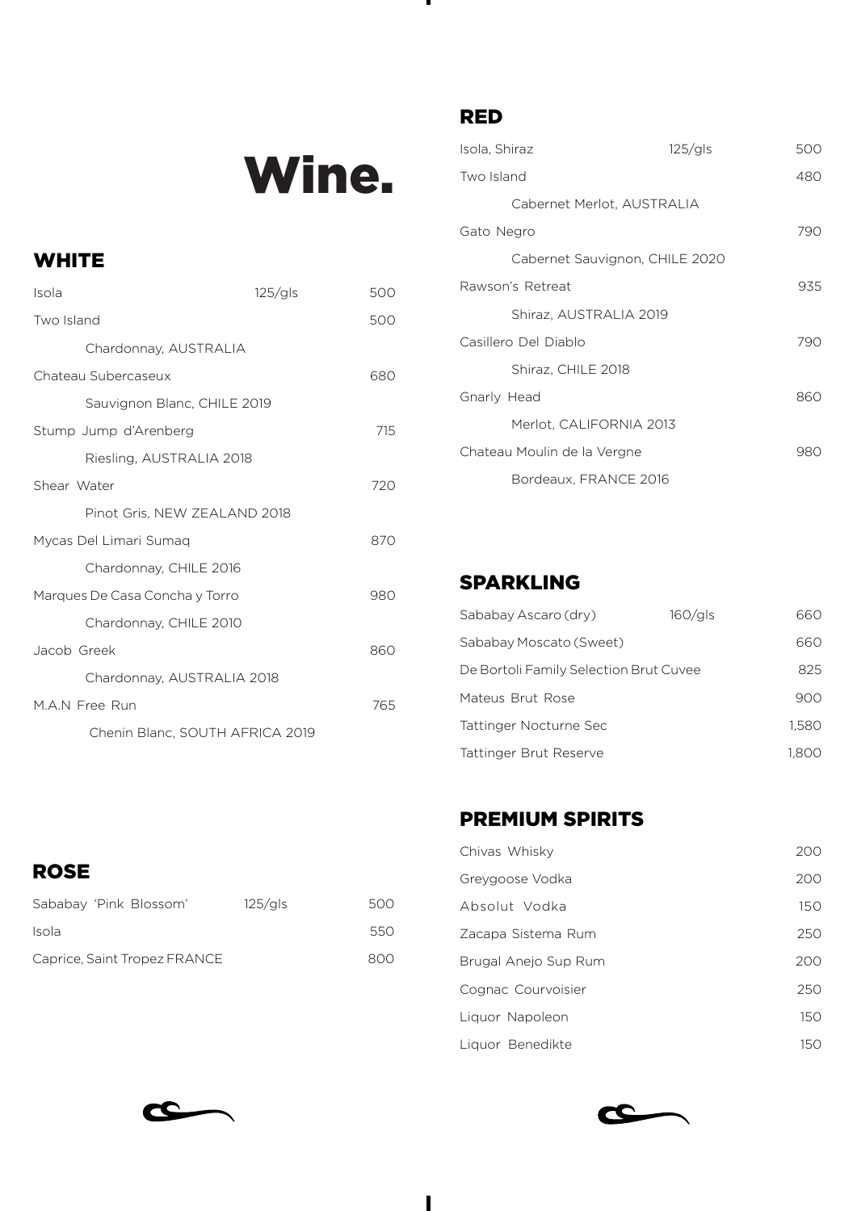# Wine.

## WHITE

| | | |
|---|---|---|
| Isola | 125/gls | 500 |
| Two Island<br>Chardonnay, AUSTRALIA | | 500 |
| Chateau Subercaseux<br>Sauvignon Blanc, CHILE 2019 | | 680 |
| Stump Jump d'Arenberg<br>Riesling, AUSTRALIA 2018 | | 715 |
| Shear Water<br>Pinot Gris, NEW ZEALAND 2018 | | 720 |
| Mycas Del Limari Sumaq<br>Chardonnay, CHILE 2016 | | 870 |
| Marques De Casa Concha y Torro<br>Chardonnay, CHILE 2010 | | 980 |
| Jacob Greek<br>Chardonnay, AUSTRALIA 2018 | | 860 |
| M.A.N Free Run<br>Chenin Blanc, SOUTH AFRICA 2019 | | 765 |

## ROSE

| | | |
|---|---|---|
| Sababay 'Pink Blossom' | 125/gls | 500 |
| Isola | | 550 |
| Caprice, Saint Tropez FRANCE | | 800 |

## RED

| | | |
|---|---|---|
| Isola, Shiraz | 125/gls | 500 |
| Two Island<br>Cabernet Merlot, AUSTRALIA | | 480 |
| Gato Negro<br>Cabernet Sauvignon, CHILE 2020 | | 790 |
| Rawson's Retreat<br>Shiraz, AUSTRALIA 2019 | | 935 |
| Casillero Del Diablo<br>Shiraz, CHILE 2018 | | 790 |
| Gnarly Head<br>Merlot, CALIFORNIA 2013 | | 860 |
| Chateau Moulin de la Vergne<br>Bordeaux, FRANCE 2016 | | 980 |

## SPARKLING

| | | |
|---|---|---|
| Sababay Ascaro (dry) | 160/gls | 660 |
| Sababay Moscato (Sweet) | | 660 |
| De Bortoli Family Selection Brut Cuvee | | 825 |
| Mateus Brut Rose | | 900 |
| Tattinger Nocturne Sec | | 1,580 |
| Tattinger Brut Reserve | | 1,800 |

## PREMIUM SPIRITS

| | |
|---|---|
| Chivas Whisky | 200 |
| Greygoose Vodka | 200 |
| Absolut Vodka | 150 |
| Zacapa Sistema Rum | 250 |
| Brugal Anejo Sup Rum | 200 |
| Cognac Courvoisier | 250 |
| Liquor Napoleon | 150 |
| Liquor Benedikte | 150 |